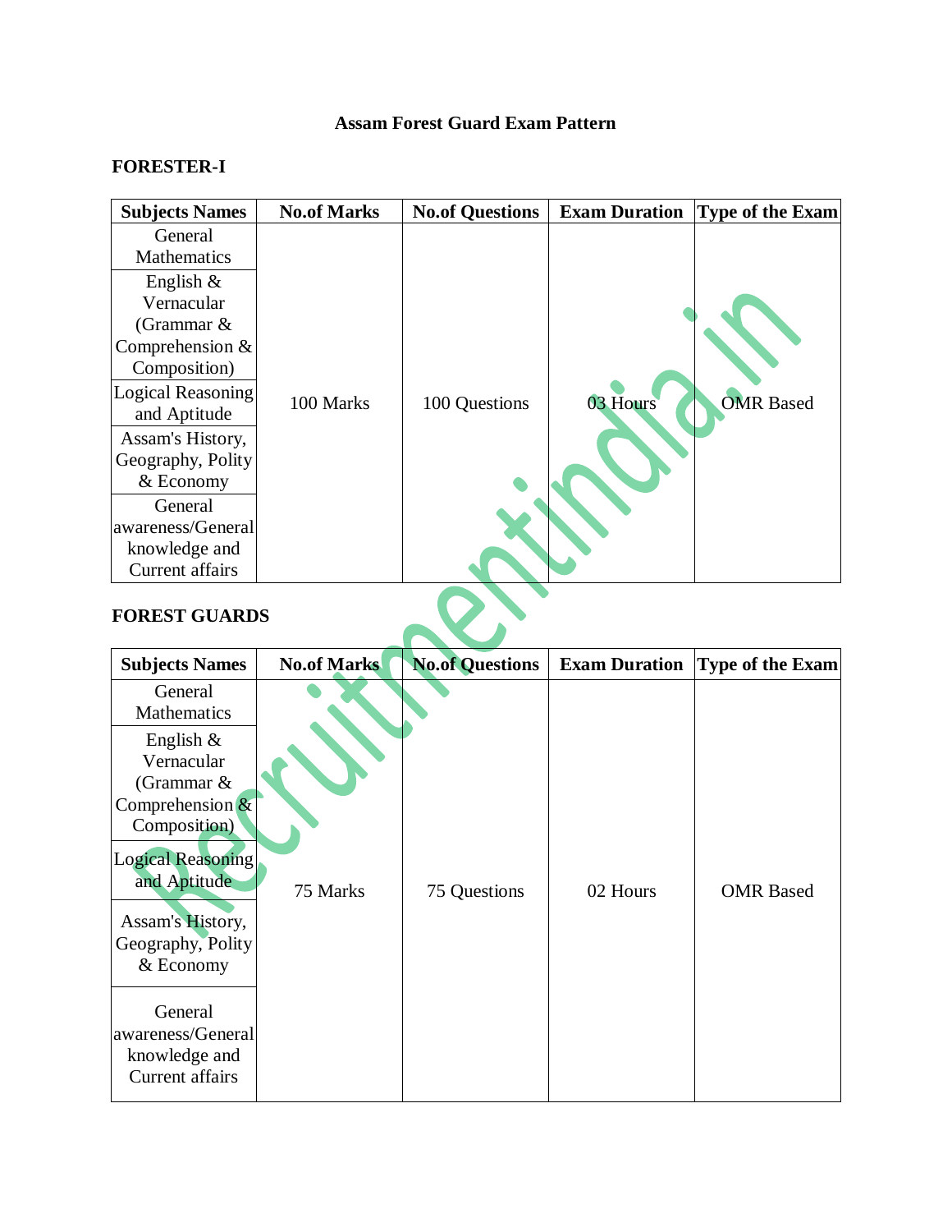# Assam Forest Guard Exam Pattern

## FORESTER-I

| Subjects Names | No.of Marks | No.of Questions | Exam Duration | Type of the Exam |
|---|---|---|---|---|
| General Mathematics | 100 Marks | 100 Questions | 03 Hours | OMR Based |
| English & Vernacular (Grammar & Comprehension & Composition) | | | | |
| Logical Reasoning and Aptitude | | | | |
| Assam's History, Geography, Polity & Economy | | | | |
| General awareness/General knowledge and Current affairs | | | | |

## FOREST GUARDS

| Subjects Names | No.of Marks | No.of Questions | Exam Duration | Type of the Exam |
|---|---|---|---|---|
| General Mathematics | 75 Marks | 75 Questions | 02 Hours | OMR Based |
| English & Vernacular (Grammar & Comprehension & Composition) | | | | |
| Logical Reasoning and Aptitude | | | | |
| Assam's History, Geography, Polity & Economy | | | | |
| General awareness/General knowledge and Current affairs | | | | |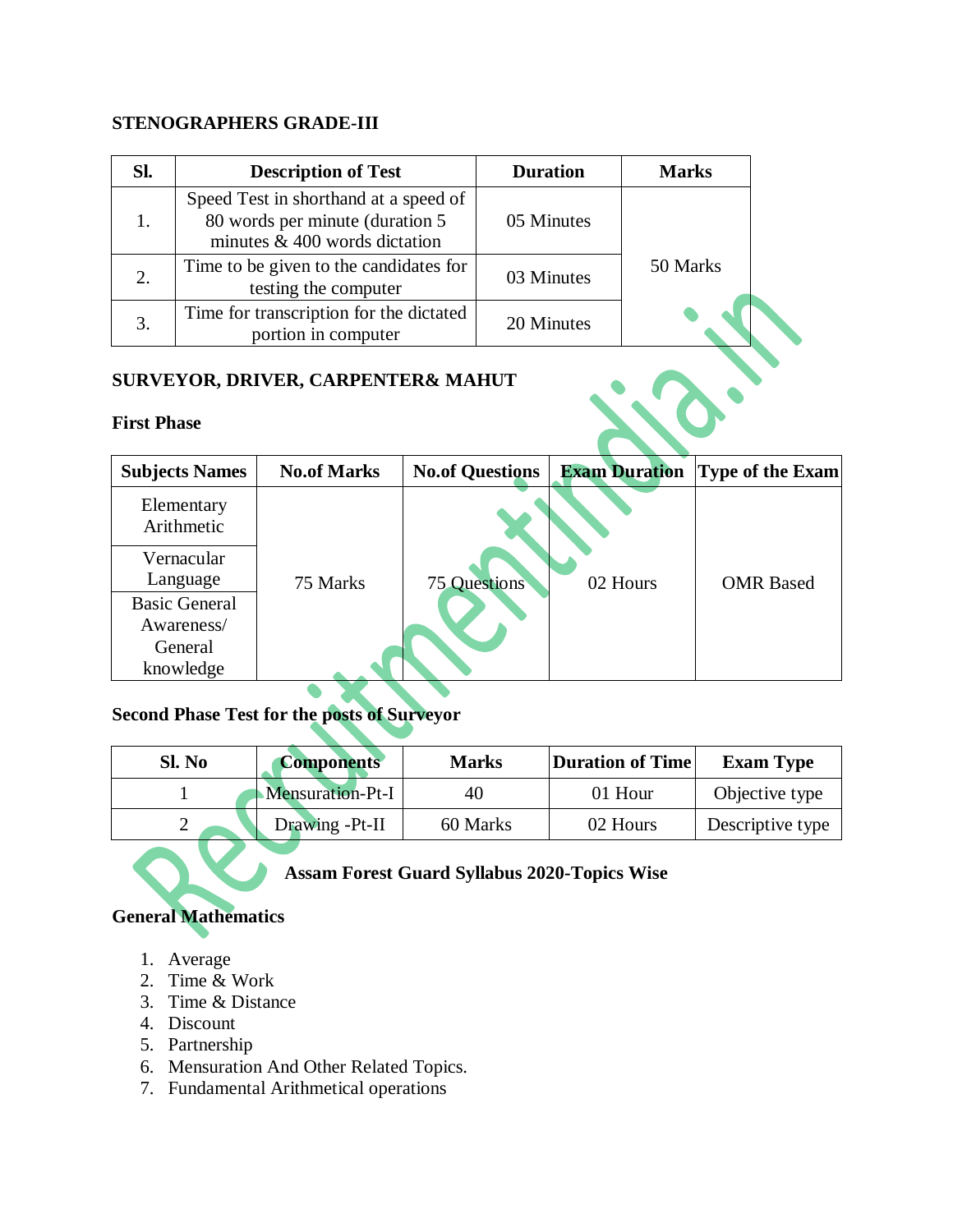**STENOGRAPHERS GRADE-III**

| Sl. | Description of Test | Duration | Marks |
|---|---|---|---|
| 1. | Speed Test in shorthand at a speed of 80 words per minute (duration 5 minutes & 400 words dictation | 05 Minutes | 50 Marks |
| 2. | Time to be given to the candidates for testing the computer | 03 Minutes | |
| 3. | Time for transcription for the dictated portion in computer | 20 Minutes | |

**SURVEYOR, DRIVER, CARPENTER& MAHUT**

**First Phase**

| Subjects Names | No.of Marks | No.of Questions | Exam Duration | Type of the Exam |
|---|---|---|---|---|
| Elementary Arithmetic | 75 Marks | 75 Questions | 02 Hours | OMR Based |
| Vernacular Language | | | | |
| Basic General Awareness/ General knowledge | | | | |

**Second Phase Test for the posts of Surveyor**

| Sl. No | Components | Marks | Duration of Time | Exam Type |
|---|---|---|---|---|
| 1 | Mensuration-Pt-I | 40 | 01 Hour | Objective type |
| 2 | Drawing -Pt-II | 60 Marks | 02 Hours | Descriptive type |

## Assam Forest Guard Syllabus 2020-Topics Wise

**General Mathematics**

1. Average
2. Time & Work
3. Time & Distance
4. Discount
5. Partnership
6. Mensuration And Other Related Topics.
7. Fundamental Arithmetical operations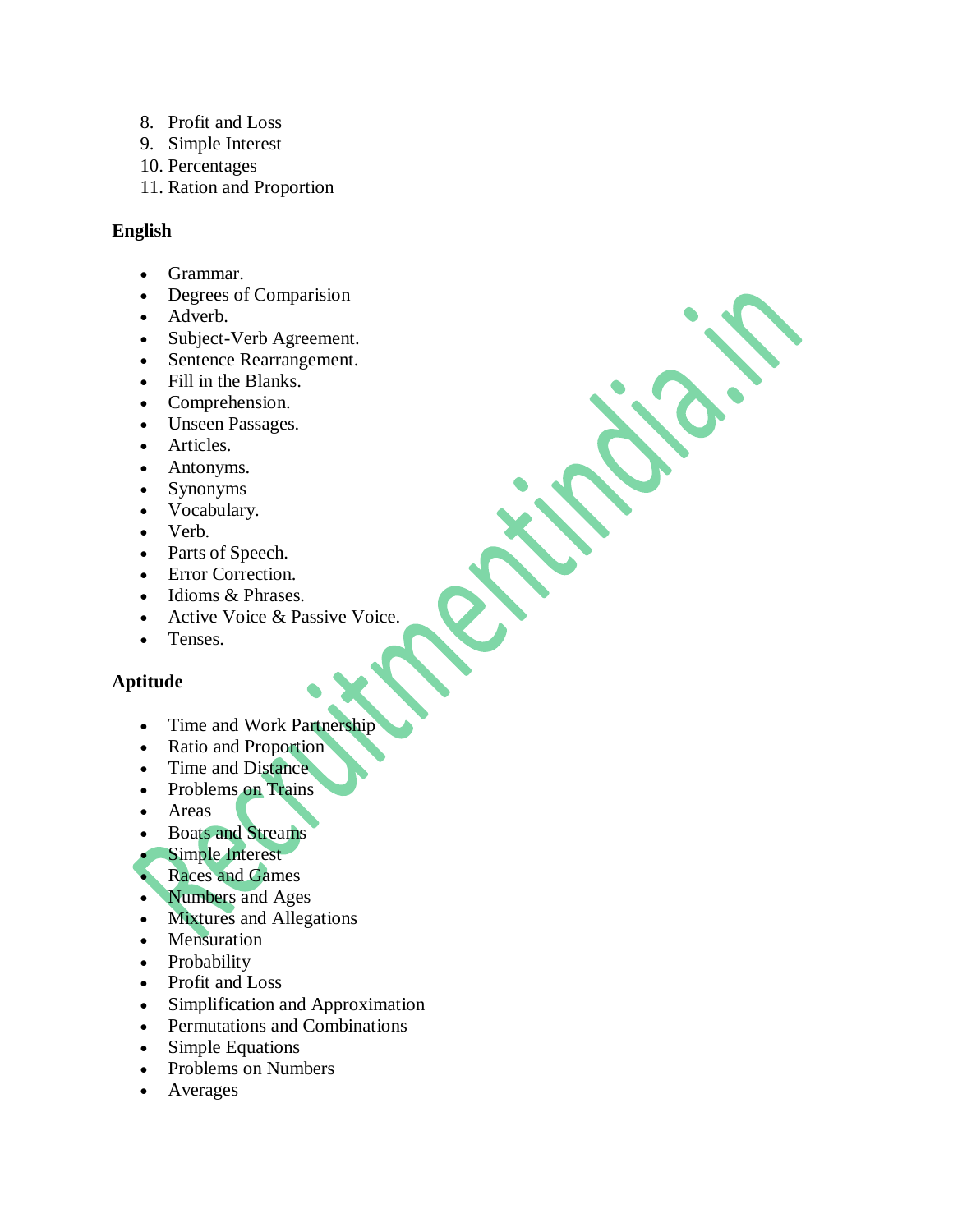8. Profit and Loss
9. Simple Interest
10. Percentages
11. Ration and Proportion

**English**

- Grammar.
- Degrees of Comparision
- Adverb.
- Subject-Verb Agreement.
- Sentence Rearrangement.
- Fill in the Blanks.
- Comprehension.
- Unseen Passages.
- Articles.
- Antonyms.
- Synonyms
- Vocabulary.
- Verb.
- Parts of Speech.
- Error Correction.
- Idioms & Phrases.
- Active Voice & Passive Voice.
- Tenses.

**Aptitude**

- Time and Work Partnership
- Ratio and Proportion
- Time and Distance
- Problems on Trains
- Areas
- Boats and Streams
- Simple Interest
- Races and Games
- Numbers and Ages
- Mixtures and Allegations
- Mensuration
- Probability
- Profit and Loss
- Simplification and Approximation
- Permutations and Combinations
- Simple Equations
- Problems on Numbers
- Averages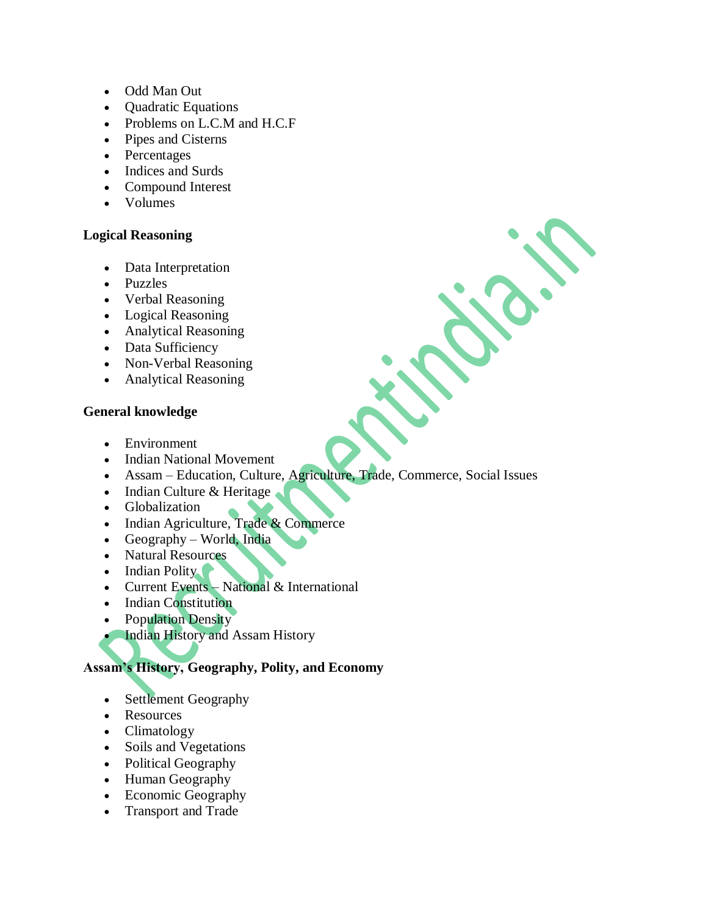- Odd Man Out
- Quadratic Equations
- Problems on L.C.M and H.C.F
- Pipes and Cisterns
- Percentages
- Indices and Surds
- Compound Interest
- Volumes

**Logical Reasoning**

- Data Interpretation
- Puzzles
- Verbal Reasoning
- Logical Reasoning
- Analytical Reasoning
- Data Sufficiency
- Non-Verbal Reasoning
- Analytical Reasoning

**General knowledge**

- Environment
- Indian National Movement
- Assam – Education, Culture, Agriculture, Trade, Commerce, Social Issues
- Indian Culture & Heritage
- Globalization
- Indian Agriculture, Trade & Commerce
- Geography – World, India
- Natural Resources
- Indian Polity
- Current Events – National & International
- Indian Constitution
- Population Density
- Indian History and Assam History

**Assam's History, Geography, Polity, and Economy**

- Settlement Geography
- Resources
- Climatology
- Soils and Vegetations
- Political Geography
- Human Geography
- Economic Geography
- Transport and Trade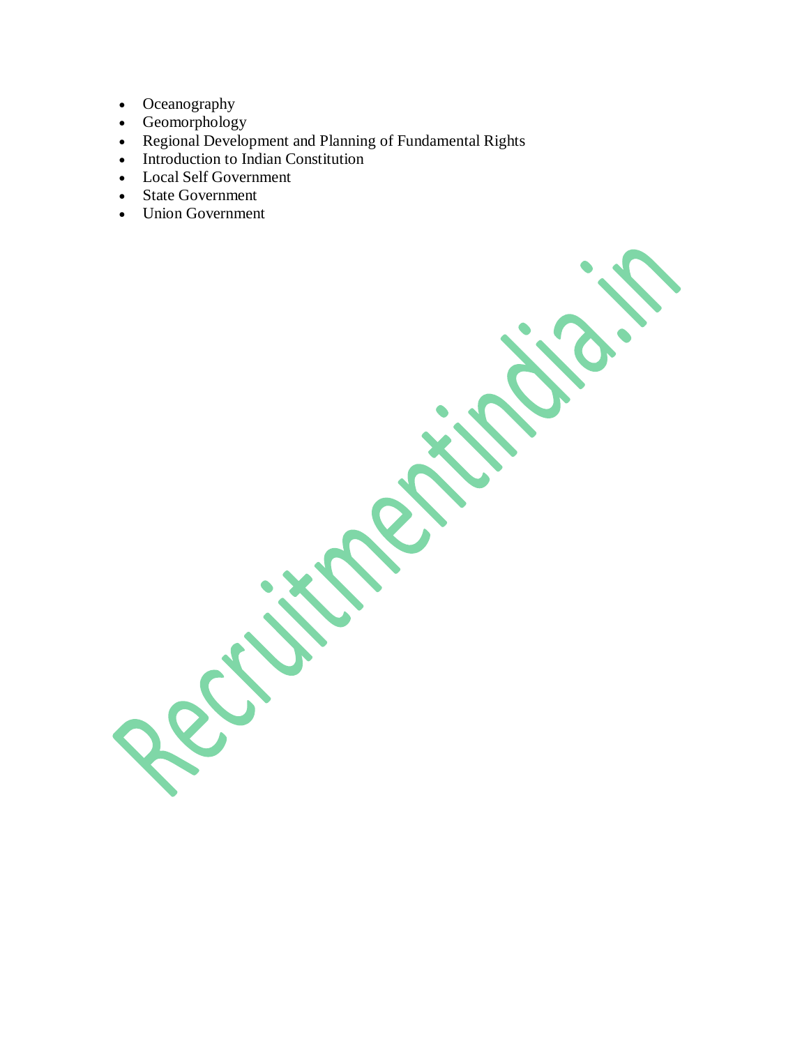- Oceanography
- Geomorphology
- Regional Development and Planning of Fundamental Rights
- Introduction to Indian Constitution
- Local Self Government
- State Government
- Union Government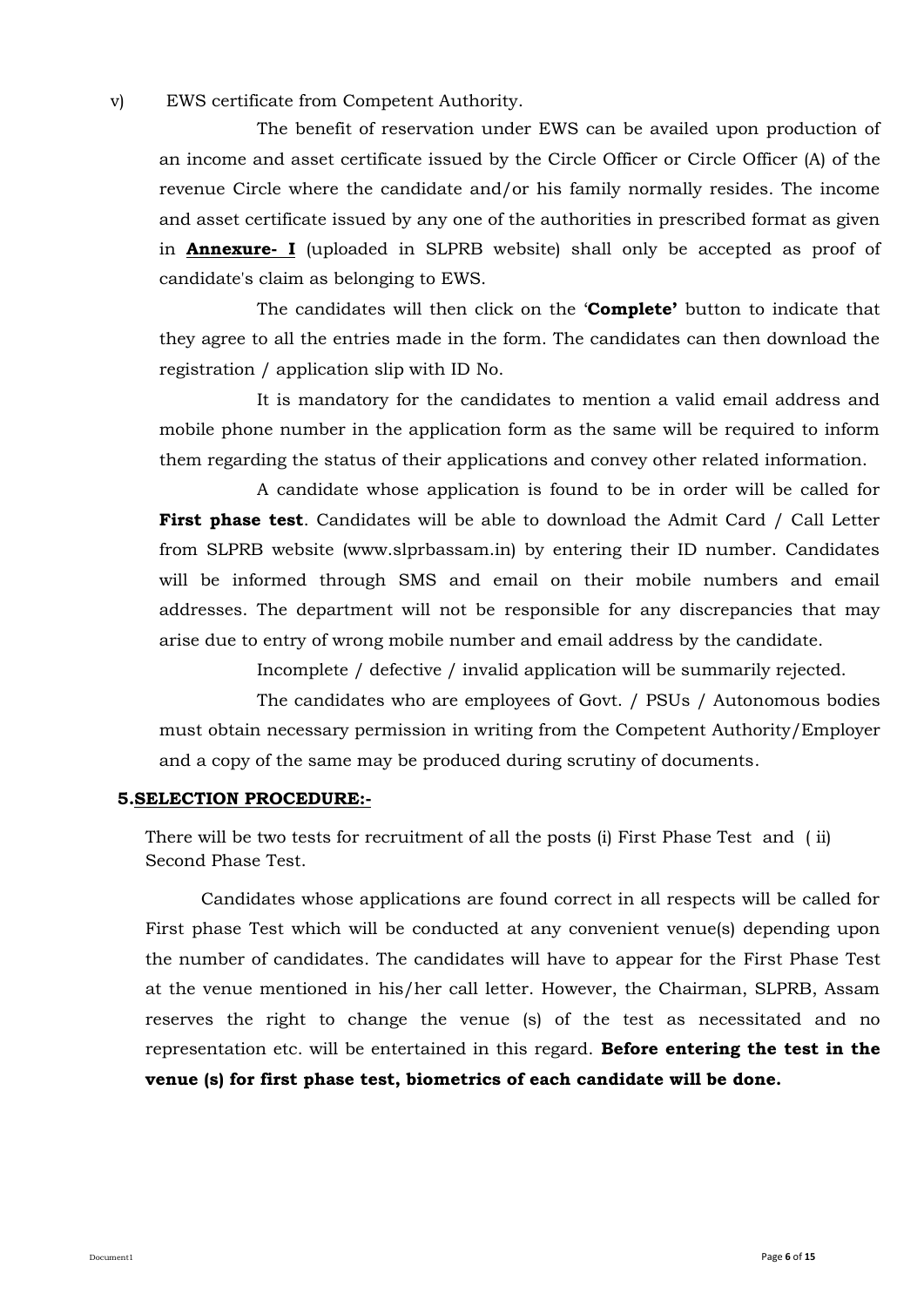v) EWS certificate from Competent Authority.

The benefit of reservation under EWS can be availed upon production of an income and asset certificate issued by the Circle Officer or Circle Officer (A) of the revenue Circle where the candidate and/or his family normally resides. The income and asset certificate issued by any one of the authorities in prescribed format as given in **Annexure- I** (uploaded in SLPRB website) shall only be accepted as proof of candidate's claim as belonging to EWS.

The candidates will then click on the '**Complete'** button to indicate that they agree to all the entries made in the form. The candidates can then download the registration / application slip with ID No.

It is mandatory for the candidates to mention a valid email address and mobile phone number in the application form as the same will be required to inform them regarding the status of their applications and convey other related information.

A candidate whose application is found to be in order will be called for **First phase test**. Candidates will be able to download the Admit Card / Call Letter from SLPRB website (www.slprbassam.in) by entering their ID number. Candidates will be informed through SMS and email on their mobile numbers and email addresses. The department will not be responsible for any discrepancies that may arise due to entry of wrong mobile number and email address by the candidate.

Incomplete / defective / invalid application will be summarily rejected.

The candidates who are employees of Govt. / PSUs / Autonomous bodies must obtain necessary permission in writing from the Competent Authority/Employer and a copy of the same may be produced during scrutiny of documents.

## 5.SELECTION PROCEDURE:-

There will be two tests for recruitment of all the posts (i) First Phase Test and ( ii) Second Phase Test.

Candidates whose applications are found correct in all respects will be called for First phase Test which will be conducted at any convenient venue(s) depending upon the number of candidates. The candidates will have to appear for the First Phase Test at the venue mentioned in his/her call letter. However, the Chairman, SLPRB, Assam reserves the right to change the venue (s) of the test as necessitated and no representation etc. will be entertained in this regard. **Before entering the test in the venue (s) for first phase test, biometrics of each candidate will be done.**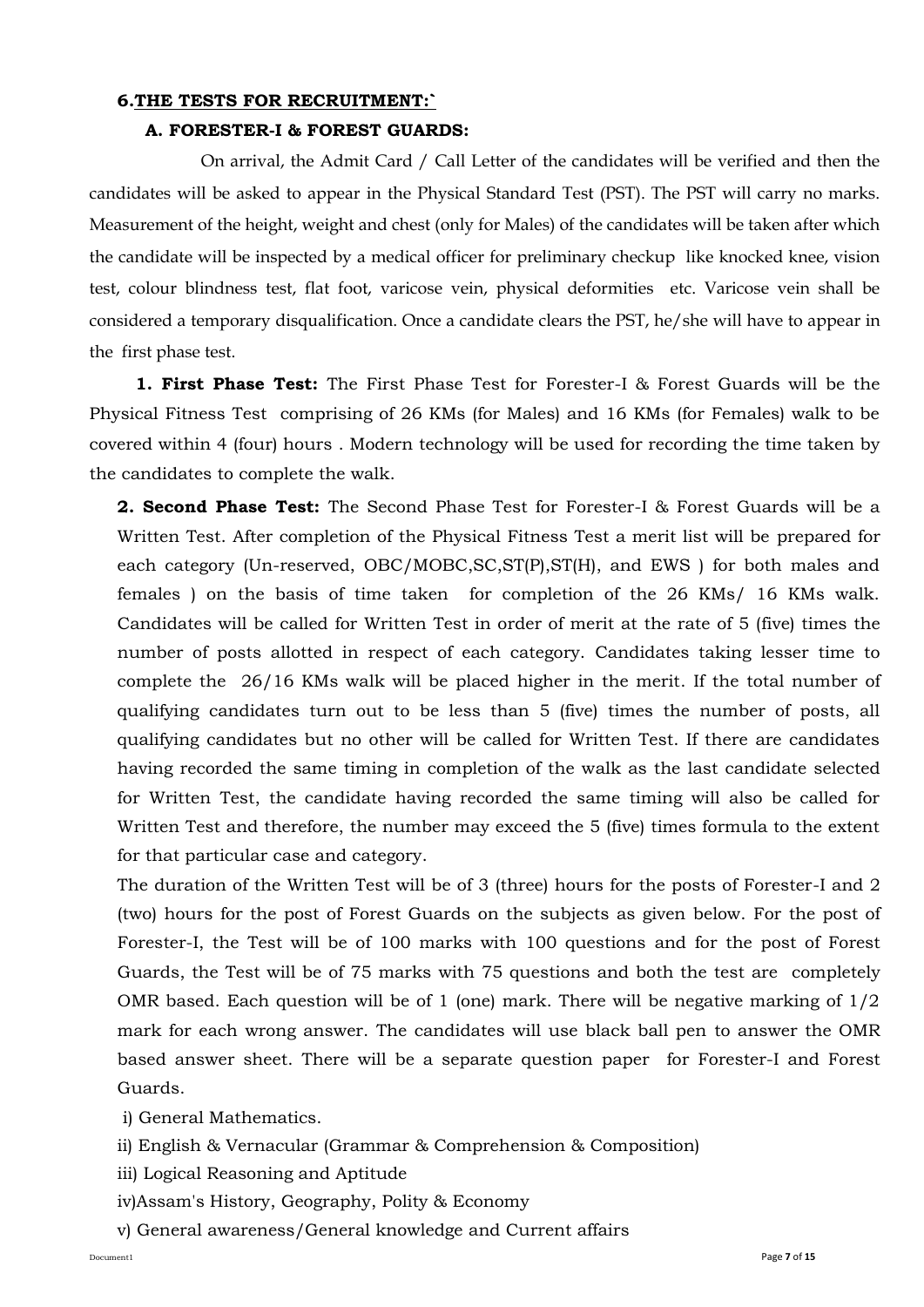## 6. THE TESTS FOR RECRUITMENT:`

### A. FORESTER-I & FOREST GUARDS:

On arrival, the Admit Card / Call Letter of the candidates will be verified and then the candidates will be asked to appear in the Physical Standard Test (PST). The PST will carry no marks. Measurement of the height, weight and chest (only for Males) of the candidates will be taken after which the candidate will be inspected by a medical officer for preliminary checkup like knocked knee, vision test, colour blindness test, flat foot, varicose vein, physical deformities etc. Varicose vein shall be considered a temporary disqualification. Once a candidate clears the PST, he/she will have to appear in the first phase test.

**1. First Phase Test:** The First Phase Test for Forester-I & Forest Guards will be the Physical Fitness Test comprising of 26 KMs (for Males) and 16 KMs (for Females) walk to be covered within 4 (four) hours . Modern technology will be used for recording the time taken by the candidates to complete the walk.

**2. Second Phase Test:** The Second Phase Test for Forester-I & Forest Guards will be a Written Test. After completion of the Physical Fitness Test a merit list will be prepared for each category (Un-reserved, OBC/MOBC,SC,ST(P),ST(H), and EWS ) for both males and females ) on the basis of time taken for completion of the 26 KMs/ 16 KMs walk. Candidates will be called for Written Test in order of merit at the rate of 5 (five) times the number of posts allotted in respect of each category. Candidates taking lesser time to complete the 26/16 KMs walk will be placed higher in the merit. If the total number of qualifying candidates turn out to be less than 5 (five) times the number of posts, all qualifying candidates but no other will be called for Written Test. If there are candidates having recorded the same timing in completion of the walk as the last candidate selected for Written Test, the candidate having recorded the same timing will also be called for Written Test and therefore, the number may exceed the 5 (five) times formula to the extent for that particular case and category.

The duration of the Written Test will be of 3 (three) hours for the posts of Forester-I and 2 (two) hours for the post of Forest Guards on the subjects as given below. For the post of Forester-I, the Test will be of 100 marks with 100 questions and for the post of Forest Guards, the Test will be of 75 marks with 75 questions and both the test are completely OMR based. Each question will be of 1 (one) mark. There will be negative marking of 1/2 mark for each wrong answer. The candidates will use black ball pen to answer the OMR based answer sheet. There will be a separate question paper for Forester-I and Forest Guards.

i) General Mathematics.

ii) English & Vernacular (Grammar & Comprehension & Composition)

iii) Logical Reasoning and Aptitude

iv)Assam's History, Geography, Polity & Economy

v) General awareness/General knowledge and Current affairs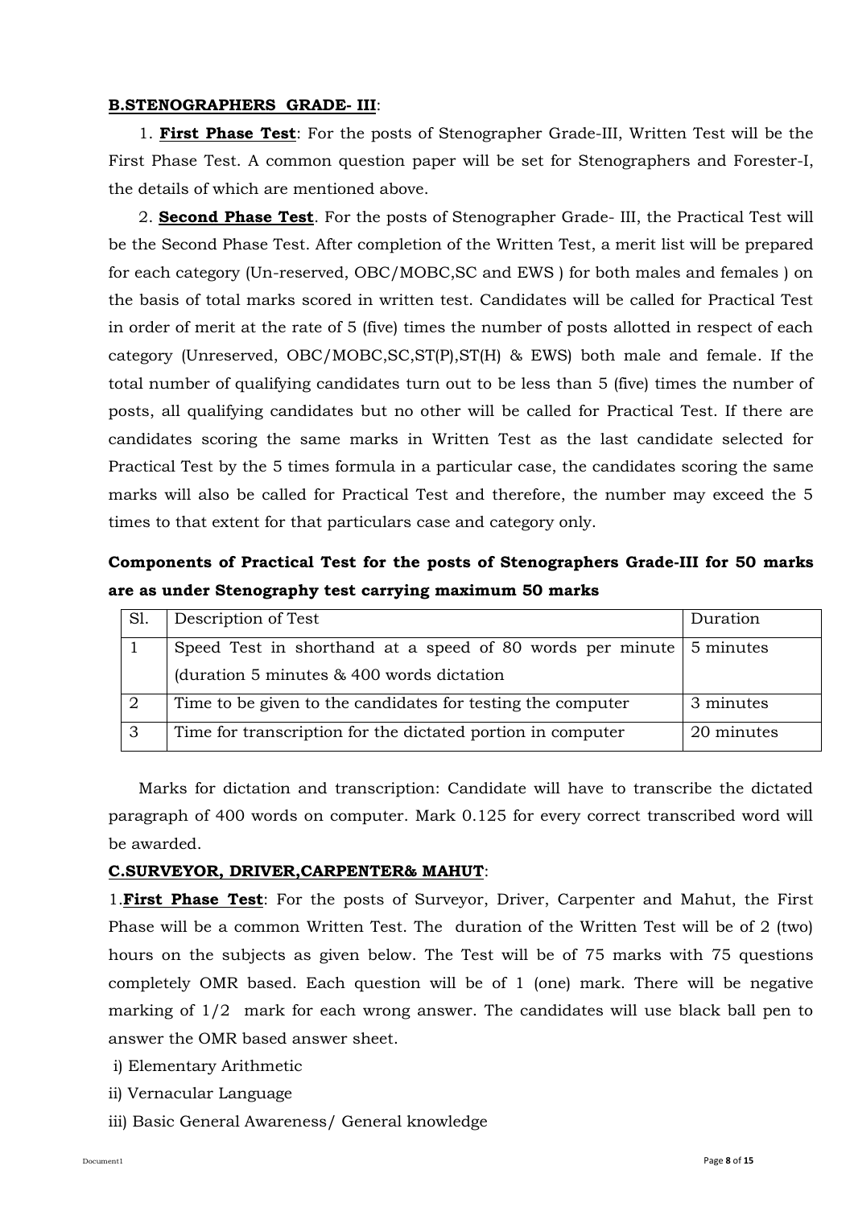**B.STENOGRAPHERS GRADE- III**:

1. **First Phase Test**: For the posts of Stenographer Grade-III, Written Test will be the First Phase Test. A common question paper will be set for Stenographers and Forester-I, the details of which are mentioned above.

2. **Second Phase Test**. For the posts of Stenographer Grade- III, the Practical Test will be the Second Phase Test. After completion of the Written Test, a merit list will be prepared for each category (Un-reserved, OBC/MOBC,SC and EWS ) for both males and females ) on the basis of total marks scored in written test. Candidates will be called for Practical Test in order of merit at the rate of 5 (five) times the number of posts allotted in respect of each category (Unreserved, OBC/MOBC,SC,ST(P),ST(H) & EWS) both male and female. If the total number of qualifying candidates turn out to be less than 5 (five) times the number of posts, all qualifying candidates but no other will be called for Practical Test. If there are candidates scoring the same marks in Written Test as the last candidate selected for Practical Test by the 5 times formula in a particular case, the candidates scoring the same marks will also be called for Practical Test and therefore, the number may exceed the 5 times to that extent for that particulars case and category only.

**Components of Practical Test for the posts of Stenographers Grade-III for 50 marks are as under Stenography test carrying maximum 50 marks**

| Sl. | Description of Test | Duration |
|---|---|---|
| 1 | Speed Test in shorthand at a speed of 80 words per minute (duration 5 minutes & 400 words dictation | 5 minutes |
| 2 | Time to be given to the candidates for testing the computer | 3 minutes |
| 3 | Time for transcription for the dictated portion in computer | 20 minutes |

Marks for dictation and transcription: Candidate will have to transcribe the dictated paragraph of 400 words on computer. Mark 0.125 for every correct transcribed word will be awarded.

**C.SURVEYOR, DRIVER,CARPENTER& MAHUT**:

1.**First Phase Test**: For the posts of Surveyor, Driver, Carpenter and Mahut, the First Phase will be a common Written Test. The duration of the Written Test will be of 2 (two) hours on the subjects as given below. The Test will be of 75 marks with 75 questions completely OMR based. Each question will be of 1 (one) mark. There will be negative marking of 1/2 mark for each wrong answer. The candidates will use black ball pen to answer the OMR based answer sheet.

i) Elementary Arithmetic

ii) Vernacular Language

iii) Basic General Awareness/ General knowledge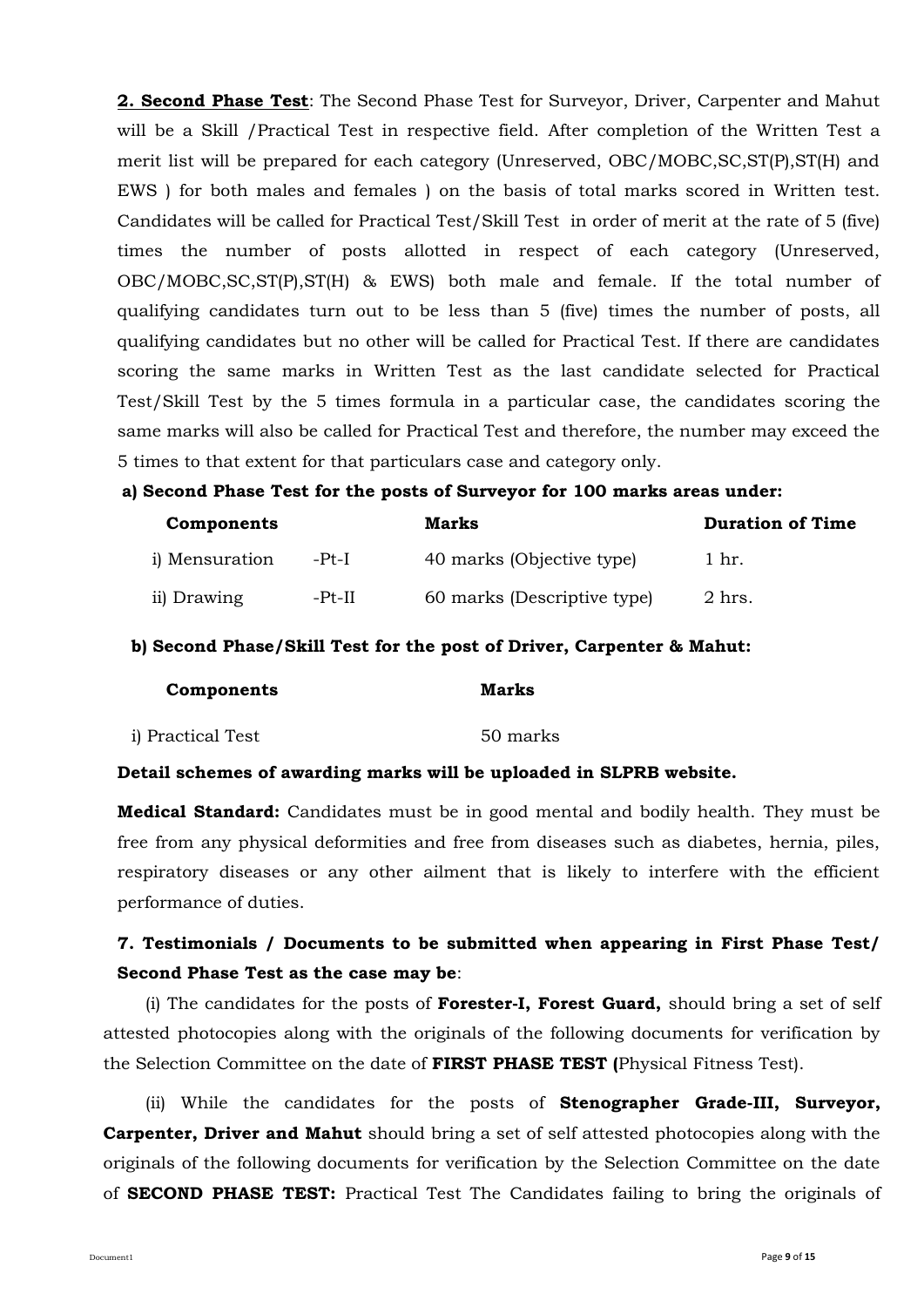**2. Second Phase Test**: The Second Phase Test for Surveyor, Driver, Carpenter and Mahut will be a Skill /Practical Test in respective field. After completion of the Written Test a merit list will be prepared for each category (Unreserved, OBC/MOBC,SC,ST(P),ST(H) and EWS ) for both males and females ) on the basis of total marks scored in Written test. Candidates will be called for Practical Test/Skill Test in order of merit at the rate of 5 (five) times the number of posts allotted in respect of each category (Unreserved, OBC/MOBC,SC,ST(P),ST(H) & EWS) both male and female. If the total number of qualifying candidates turn out to be less than 5 (five) times the number of posts, all qualifying candidates but no other will be called for Practical Test. If there are candidates scoring the same marks in Written Test as the last candidate selected for Practical Test/Skill Test by the 5 times formula in a particular case, the candidates scoring the same marks will also be called for Practical Test and therefore, the number may exceed the 5 times to that extent for that particulars case and category only.

**a) Second Phase Test for the posts of Surveyor for 100 marks areas under:**

| Components | | Marks | Duration of Time |
|---|---|---|---|
| i) Mensuration | -Pt-I | 40 marks (Objective type) | 1 hr. |
| ii) Drawing | -Pt-II | 60 marks (Descriptive type) | 2 hrs. |

**b) Second Phase/Skill Test for the post of Driver, Carpenter & Mahut:**

| Components | Marks |
|---|---|
| i) Practical Test | 50 marks |

**Detail schemes of awarding marks will be uploaded in SLPRB website.**

**Medical Standard:** Candidates must be in good mental and bodily health. They must be free from any physical deformities and free from diseases such as diabetes, hernia, piles, respiratory diseases or any other ailment that is likely to interfere with the efficient performance of duties.

**7. Testimonials / Documents to be submitted when appearing in First Phase Test/ Second Phase Test as the case may be**:

(i) The candidates for the posts of **Forester-I, Forest Guard,** should bring a set of self attested photocopies along with the originals of the following documents for verification by the Selection Committee on the date of **FIRST PHASE TEST (**Physical Fitness Test).

(ii) While the candidates for the posts of **Stenographer Grade-III, Surveyor, Carpenter, Driver and Mahut** should bring a set of self attested photocopies along with the originals of the following documents for verification by the Selection Committee on the date of **SECOND PHASE TEST:** Practical Test The Candidates failing to bring the originals of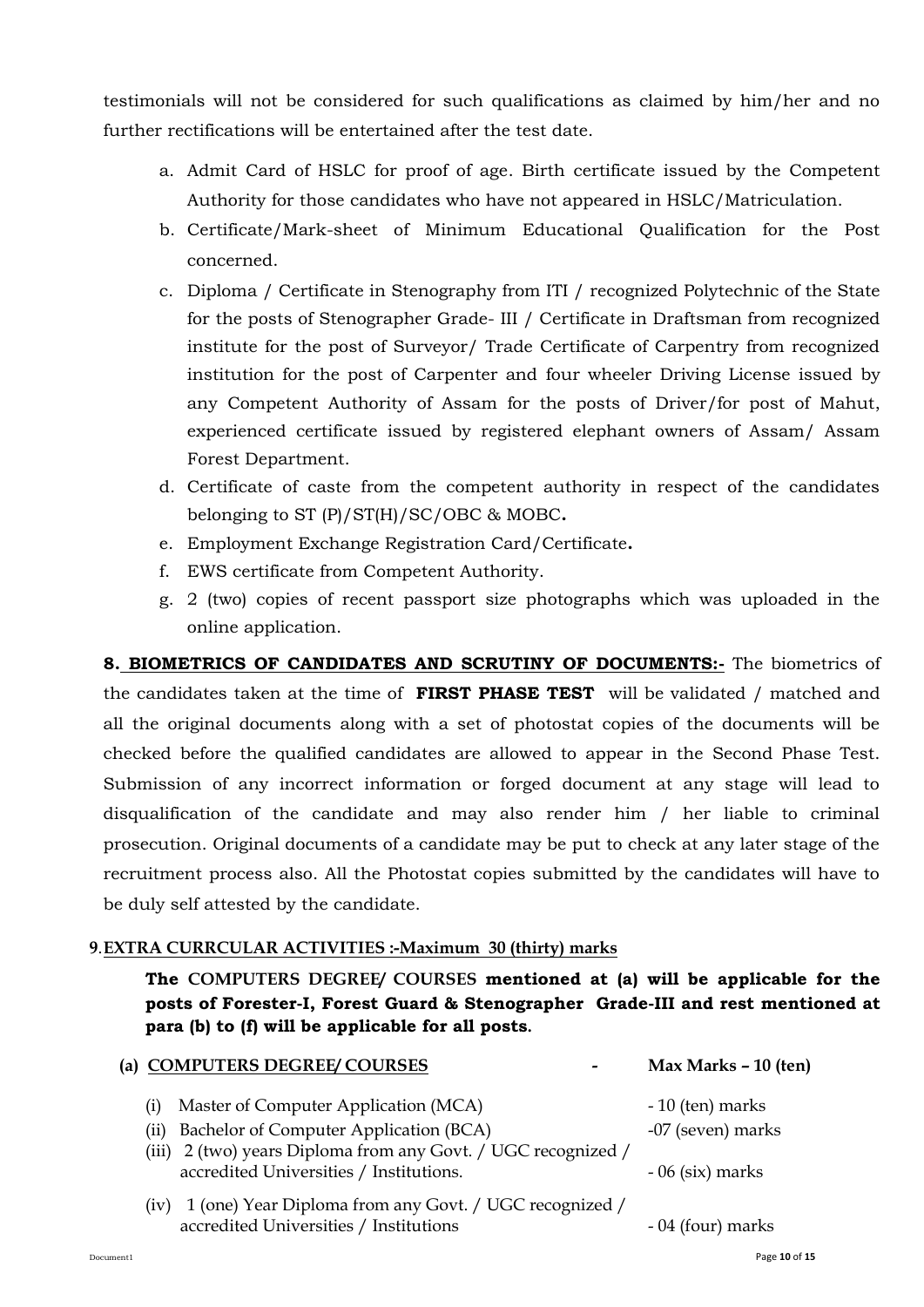testimonials will not be considered for such qualifications as claimed by him/her and no further rectifications will be entertained after the test date.

a. Admit Card of HSLC for proof of age. Birth certificate issued by the Competent Authority for those candidates who have not appeared in HSLC/Matriculation.
b. Certificate/Mark-sheet of Minimum Educational Qualification for the Post concerned.
c. Diploma / Certificate in Stenography from ITI / recognized Polytechnic of the State for the posts of Stenographer Grade- III / Certificate in Draftsman from recognized institute for the post of Surveyor/ Trade Certificate of Carpentry from recognized institution for the post of Carpenter and four wheeler Driving License issued by any Competent Authority of Assam for the posts of Driver/for post of Mahut, experienced certificate issued by registered elephant owners of Assam/ Assam Forest Department.
d. Certificate of caste from the competent authority in respect of the candidates belonging to ST (P)/ST(H)/SC/OBC & MOBC**.**
e. Employment Exchange Registration Card/Certificate**.**
f. EWS certificate from Competent Authority.
g. 2 (two) copies of recent passport size photographs which was uploaded in the online application.

**8. BIOMETRICS OF CANDIDATES AND SCRUTINY OF DOCUMENTS:-** The biometrics of the candidates taken at the time of **FIRST PHASE TEST** will be validated / matched and all the original documents along with a set of photostat copies of the documents will be checked before the qualified candidates are allowed to appear in the Second Phase Test. Submission of any incorrect information or forged document at any stage will lead to disqualification of the candidate and may also render him / her liable to criminal prosecution. Original documents of a candidate may be put to check at any later stage of the recruitment process also. All the Photostat copies submitted by the candidates will have to be duly self attested by the candidate.

**9. EXTRA CURRCULAR ACTIVITIES :-Maximum 30 (thirty) marks**

**The COMPUTERS DEGREE/ COURSES mentioned at (a) will be applicable for the posts of Forester-I, Forest Guard & Stenographer Grade-III and rest mentioned at para (b) to (f) will be applicable for all posts.**

**(a) COMPUTERS DEGREE/ COURSES - Max Marks – 10 (ten)**

| | | |
|---|---|---|
| (i) | Master of Computer Application (MCA) | - 10 (ten) marks |
| (ii) | Bachelor of Computer Application (BCA) | -07 (seven) marks |
| (iii) | 2 (two) years Diploma from any Govt. / UGC recognized / accredited Universities / Institutions. | - 06 (six) marks |
| (iv) | 1 (one) Year Diploma from any Govt. / UGC recognized / accredited Universities / Institutions | - 04 (four) marks |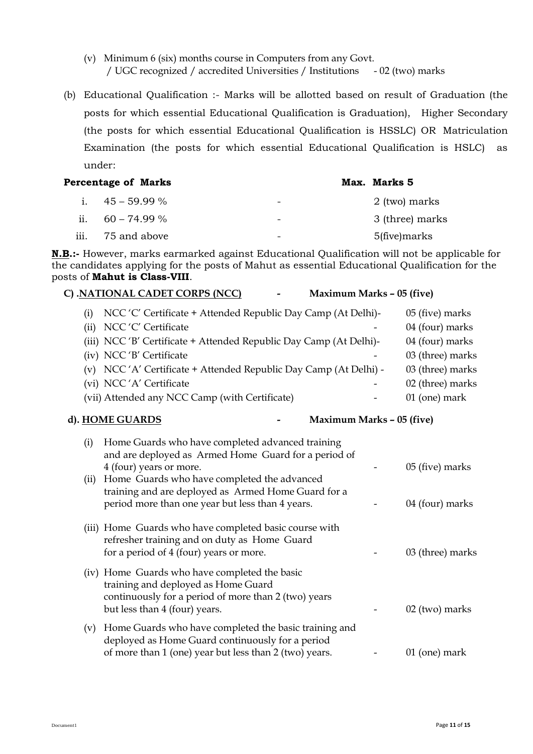(v) Minimum 6 (six) months course in Computers from any Govt. / UGC recognized / accredited Universities / Institutions - 02 (two) marks

(b) Educational Qualification :- Marks will be allotted based on result of Graduation (the posts for which essential Educational Qualification is Graduation), Higher Secondary (the posts for which essential Educational Qualification is HSSLC) OR Matriculation Examination (the posts for which essential Educational Qualification is HSLC) as under:

| **Percentage of Marks** | | **Max. Marks 5** |
|---|---|---|
| i. 45 – 59.99 % | - | 2 (two) marks |
| ii. 60 – 74.99 % | - | 3 (three) marks |
| iii. 75 and above | - | 5(five)marks |

**N.B.:-** However, marks earmarked against Educational Qualification will not be applicable for the candidates applying for the posts of Mahut as essential Educational Qualification for the posts of **Mahut is Class-VIII**.

**C) .NATIONAL CADET CORPS (NCC) - Maximum Marks – 05 (five)**

| | | |
|---|---|---|
| (i) NCC 'C' Certificate + Attended Republic Day Camp (At Delhi) | - | 05 (five) marks |
| (ii) NCC 'C' Certificate | - | 04 (four) marks |
| (iii) NCC 'B' Certificate + Attended Republic Day Camp (At Delhi) | - | 04 (four) marks |
| (iv) NCC 'B' Certificate | - | 03 (three) marks |
| (v) NCC 'A' Certificate + Attended Republic Day Camp (At Delhi) | - | 03 (three) marks |
| (vi) NCC 'A' Certificate | - | 02 (three) marks |
| (vii) Attended any NCC Camp (with Certificate) | - | 01 (one) mark |

**d). HOME GUARDS - Maximum Marks – 05 (five)**

| | | |
|---|---|---|
| (i) Home Guards who have completed advanced training and are deployed as Armed Home Guard for a period of 4 (four) years or more. | - | 05 (five) marks |
| (ii) Home Guards who have completed the advanced training and are deployed as Armed Home Guard for a period more than one year but less than 4 years. | - | 04 (four) marks |
| (iii) Home Guards who have completed basic course with refresher training and on duty as Home Guard for a period of 4 (four) years or more. | - | 03 (three) marks |
| (iv) Home Guards who have completed the basic training and deployed as Home Guard continuously for a period of more than 2 (two) years but less than 4 (four) years. | - | 02 (two) marks |
| (v) Home Guards who have completed the basic training and deployed as Home Guard continuously for a period of more than 1 (one) year but less than 2 (two) years. | - | 01 (one) mark |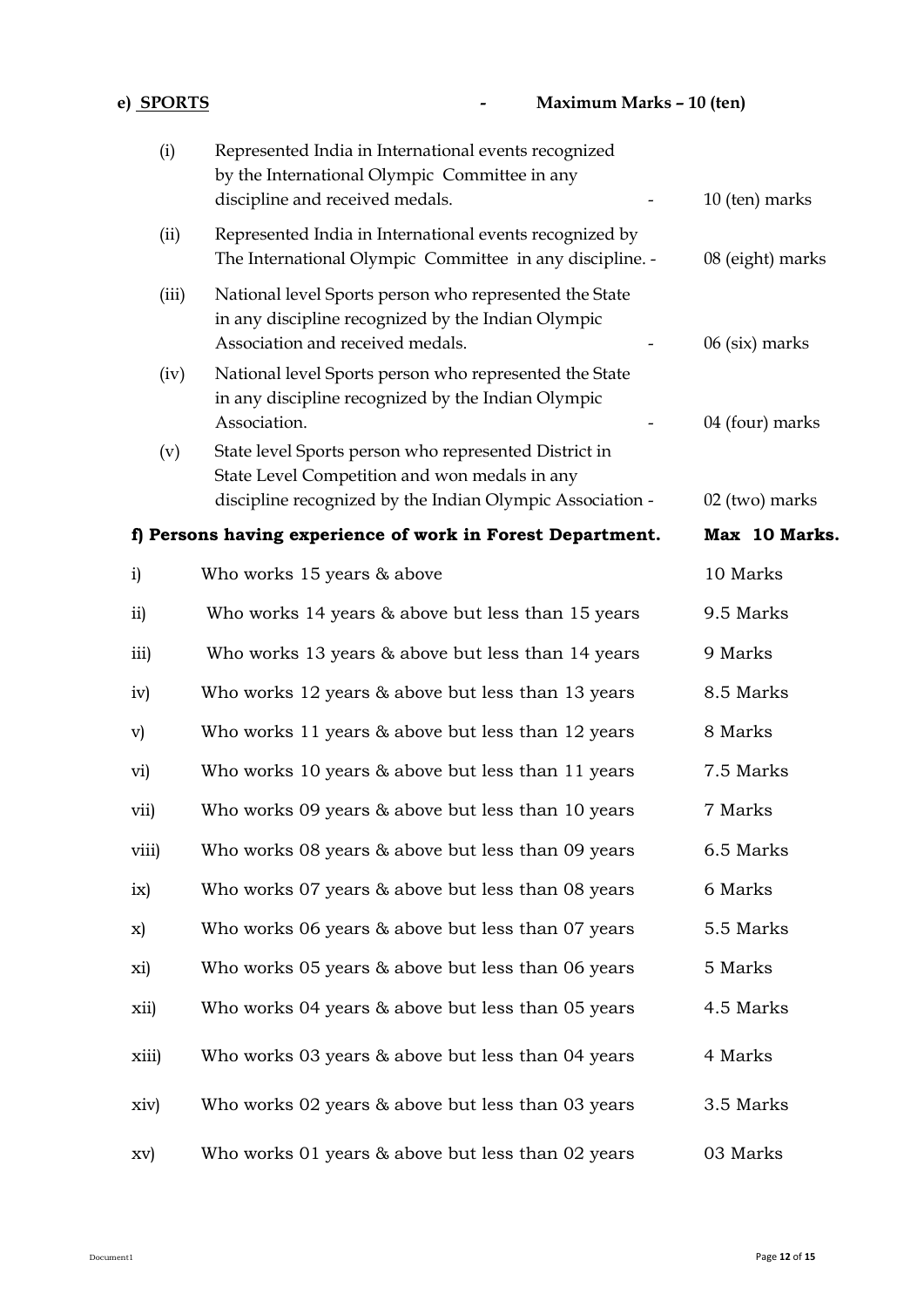**e) <u>SPORTS</u> - Maximum Marks – 10 (ten)**

| | | |
|---|---|---|
| (i) | Represented India in International events recognized by the International Olympic Committee in any discipline and received medals. - | 10 (ten) marks |
| (ii) | Represented India in International events recognized by The International Olympic Committee in any discipline. - | 08 (eight) marks |
| (iii) | National level Sports person who represented the State in any discipline recognized by the Indian Olympic Association and received medals. - | 06 (six) marks |
| (iv) | National level Sports person who represented the State in any discipline recognized by the Indian Olympic Association. - | 04 (four) marks |
| (v) | State level Sports person who represented District in State Level Competition and won medals in any discipline recognized by the Indian Olympic Association - | 02 (two) marks |

**f) Persons having experience of work in Forest Department. Max 10 Marks.**

| | | |
|---|---|---|
| i) | Who works 15 years & above | 10 Marks |
| ii) | Who works 14 years & above but less than 15 years | 9.5 Marks |
| iii) | Who works 13 years & above but less than 14 years | 9 Marks |
| iv) | Who works 12 years & above but less than 13 years | 8.5 Marks |
| v) | Who works 11 years & above but less than 12 years | 8 Marks |
| vi) | Who works 10 years & above but less than 11 years | 7.5 Marks |
| vii) | Who works 09 years & above but less than 10 years | 7 Marks |
| viii) | Who works 08 years & above but less than 09 years | 6.5 Marks |
| ix) | Who works 07 years & above but less than 08 years | 6 Marks |
| x) | Who works 06 years & above but less than 07 years | 5.5 Marks |
| xi) | Who works 05 years & above but less than 06 years | 5 Marks |
| xii) | Who works 04 years & above but less than 05 years | 4.5 Marks |
| xiii) | Who works 03 years & above but less than 04 years | 4 Marks |
| xiv) | Who works 02 years & above but less than 03 years | 3.5 Marks |
| xv) | Who works 01 years & above but less than 02 years | 03 Marks |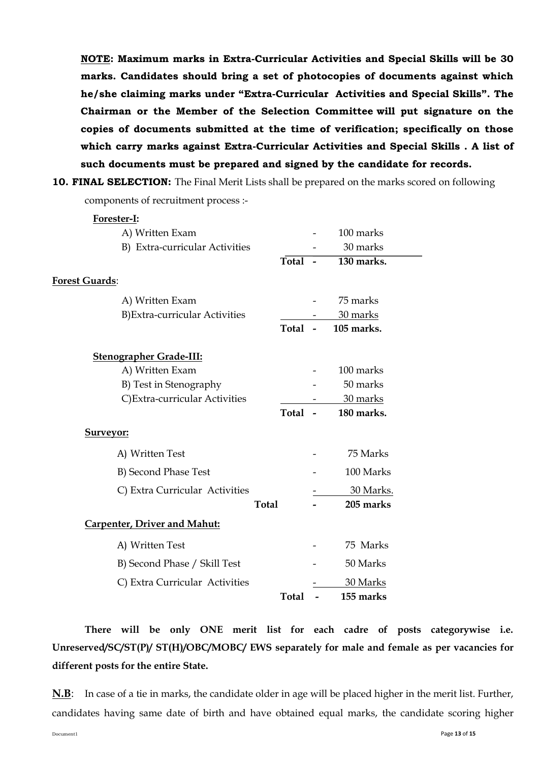**<u>NOTE</u>: Maximum marks in Extra-Curricular Activities and Special Skills will be 30 marks. Candidates should bring a set of photocopies of documents against which he/she claiming marks under "Extra-Curricular Activities and Special Skills". The Chairman or the Member of the Selection Committee will put signature on the copies of documents submitted at the time of verification; specifically on those which carry marks against Extra-Curricular Activities and Special Skills . A list of such documents must be prepared and signed by the candidate for records.**

**10. FINAL SELECTION:** The Final Merit Lists shall be prepared on the marks scored on following components of recruitment process :-

**<u>Forester-I:</u>**

| | | |
|---|---|---|
| A) Written Exam | - | 100 marks |
| B) Extra-curricular Activities | - | 30 marks |
| **Total** | **-** | **130 marks.** |

**<u>Forest Guards</u>**:

| | | |
|---|---|---|
| A) Written Exam | - | 75 marks |
| B)Extra-curricular Activities | - | 30 marks |
| **Total** | **-** | **105 marks.** |

**<u>Stenographer Grade-III:</u>**

| | | |
|---|---|---|
| A) Written Exam | - | 100 marks |
| B) Test in Stenography | - | 50 marks |
| C)Extra-curricular Activities | - | 30 marks |
| **Total** | **-** | **180 marks.** |

**<u>Surveyor:</u>**

| | | |
|---|---|---|
| A) Written Test | - | 75 Marks |
| B) Second Phase Test | - | 100 Marks |
| C) Extra Curricular Activities | - | 30 Marks. |
| **Total** | **-** | **205 marks** |

**<u>Carpenter, Driver and Mahut:</u>**

| | | |
|---|---|---|
| A) Written Test | - | 75 Marks |
| B) Second Phase / Skill Test | - | 50 Marks |
| C) Extra Curricular Activities | - | 30 Marks |
| **Total** | **-** | **155 marks** |

**There will be only ONE merit list for each cadre of posts categorywise i.e. Unreserved/SC/ST(P)/ ST(H)/OBC/MOBC/ EWS separately for male and female as per vacancies for different posts for the entire State.**

**<u>N.B</u>**: In case of a tie in marks, the candidate older in age will be placed higher in the merit list. Further, candidates having same date of birth and have obtained equal marks, the candidate scoring higher